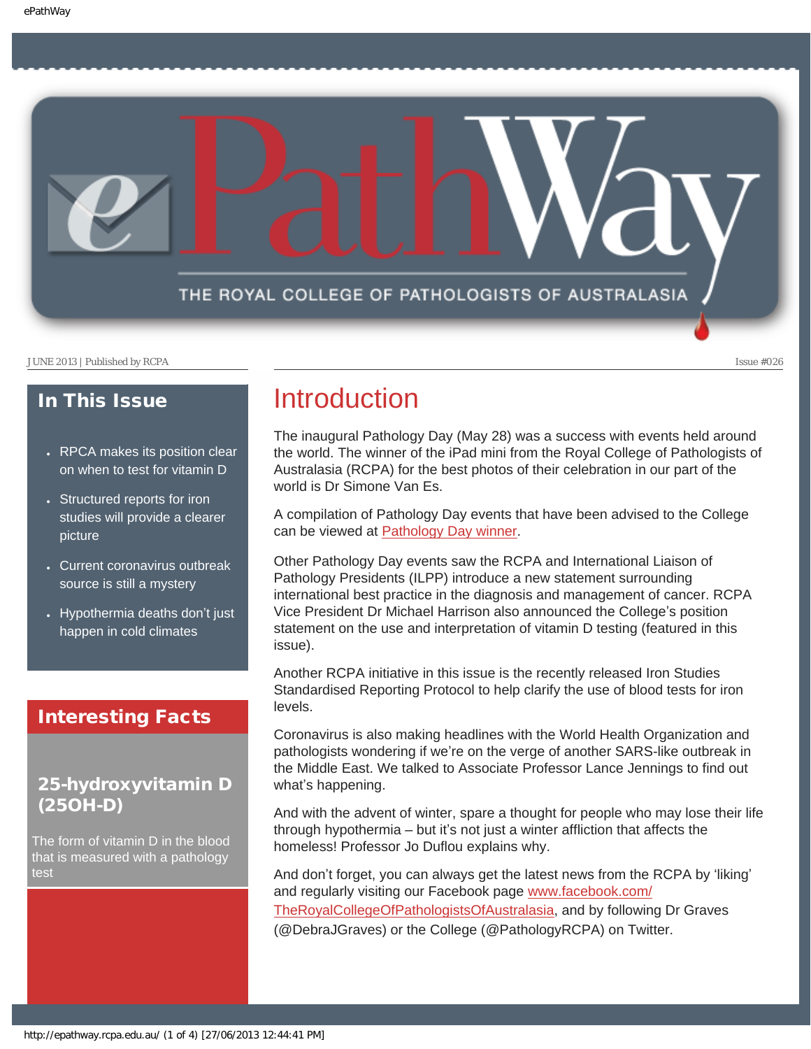# ePathWay

THE ROYAL COLLEGE OF PATHOLOGISTS OF AUSTRALASIA

JUNE 2013 | Published by RCPA

Issue #026

## In This Issue

- RPCA makes its position clear on when to test for vitamin D
- Structured reports for iron studies will provide a clearer picture
- Current coronavirus outbreak source is still a mystery
- Hypothermia deaths don't just happen in cold climates

## Interesting Facts

### 25-hydroxyvitamin D (25OH-D)

The form of vitamin D in the blood that is measured with a pathology test

# Introduction

The inaugural Pathology Day (May 28) was a success with events held around the world. The winner of the iPad mini from the Royal College of Pathologists of Australasia (RCPA) for the best photos of their celebration in our part of the world is Dr Simone Van Es.

A compilation of Pathology Day events that have been advised to the College can be viewed at Pathology Day winner.

Other Pathology Day events saw the RCPA and International Liaison of Pathology Presidents (ILPP) introduce a new statement surrounding international best practice in the diagnosis and management of cancer. RCPA Vice President Dr Michael Harrison also announced the College's position statement on the use and interpretation of vitamin D testing (featured in this issue).

Another RCPA initiative in this issue is the recently released Iron Studies Standardised Reporting Protocol to help clarify the use of blood tests for iron levels.

Coronavirus is also making headlines with the World Health Organization and pathologists wondering if we're on the verge of another SARS-like outbreak in the Middle East. We talked to Associate Professor Lance Jennings to find out what's happening.

And with the advent of winter, spare a thought for people who may lose their life through hypothermia – but it's not just a winter affliction that affects the homeless! Professor Jo Duflou explains why.

And don't forget, you can always get the latest news from the RCPA by 'liking' and regularly visiting our Facebook page www.facebook.com/TheRoyalCollegeOfPathologistsOfAustralasia, and by following Dr Graves (@DebraJGraves) or the College (@PathologyRCPA) on Twitter.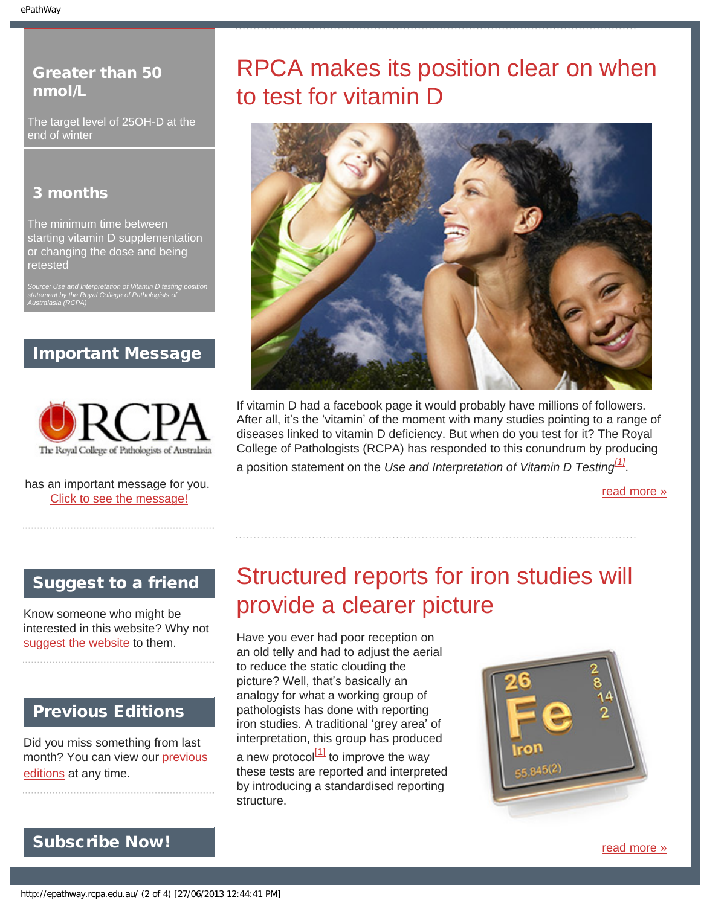## Greater than 50 nmol/L

The target level of 25OH-D at the end of winter

## 3 months

The minimum time between starting vitamin D supplementation or changing the dose and being retested

*Source: Use and Interpretation of Vitamin D testing position statement by the Royal College of Pathologists of Australasia (RCPA)*

## Important Message

RCPA The Royal College of Pathologists of Australasia

has an important message for you.
Click to see the message!

## Suggest to a friend

Know someone who might be interested in this website? Why not suggest the website to them.

## Previous Editions

Did you miss something from last month? You can view our previous editions at any time.

## Subscribe Now!

# RPCA makes its position clear on when to test for vitamin D

If vitamin D had a facebook page it would probably have millions of followers. After all, it's the 'vitamin' of the moment with many studies pointing to a range of diseases linked to vitamin D deficiency. But when do you test for it? The Royal College of Pathologists (RCPA) has responded to this conundrum by producing a position statement on the *Use and Interpretation of Vitamin D Testing*[1].

read more »

# Structured reports for iron studies will provide a clearer picture

Have you ever had poor reception on an old telly and had to adjust the aerial to reduce the static clouding the picture? Well, that's basically an analogy for what a working group of pathologists has done with reporting iron studies. A traditional 'grey area' of interpretation, this group has produced a new protocol[1] to improve the way these tests are reported and interpreted by introducing a standardised reporting structure.

read more »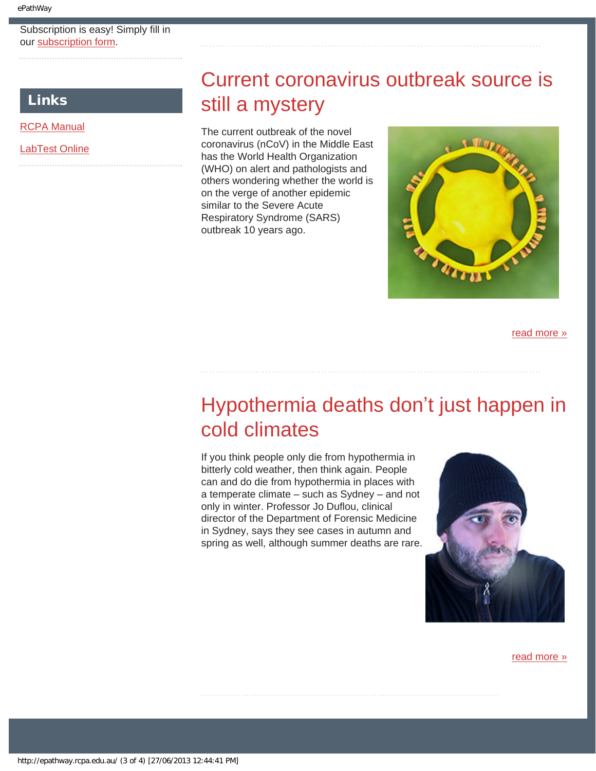Subscription is easy! Simply fill in our subscription form.

## Links

RCPA Manual

LabTest Online

# Current coronavirus outbreak source is still a mystery

The current outbreak of the novel coronavirus (nCoV) in the Middle East has the World Health Organization (WHO) on alert and pathologists and others wondering whether the world is on the verge of another epidemic similar to the Severe Acute Respiratory Syndrome (SARS) outbreak 10 years ago.

read more »

# Hypothermia deaths don't just happen in cold climates

If you think people only die from hypothermia in bitterly cold weather, then think again. People can and do die from hypothermia in places with a temperate climate – such as Sydney – and not only in winter. Professor Jo Duflou, clinical director of the Department of Forensic Medicine in Sydney, says they see cases in autumn and spring as well, although summer deaths are rare.

read more »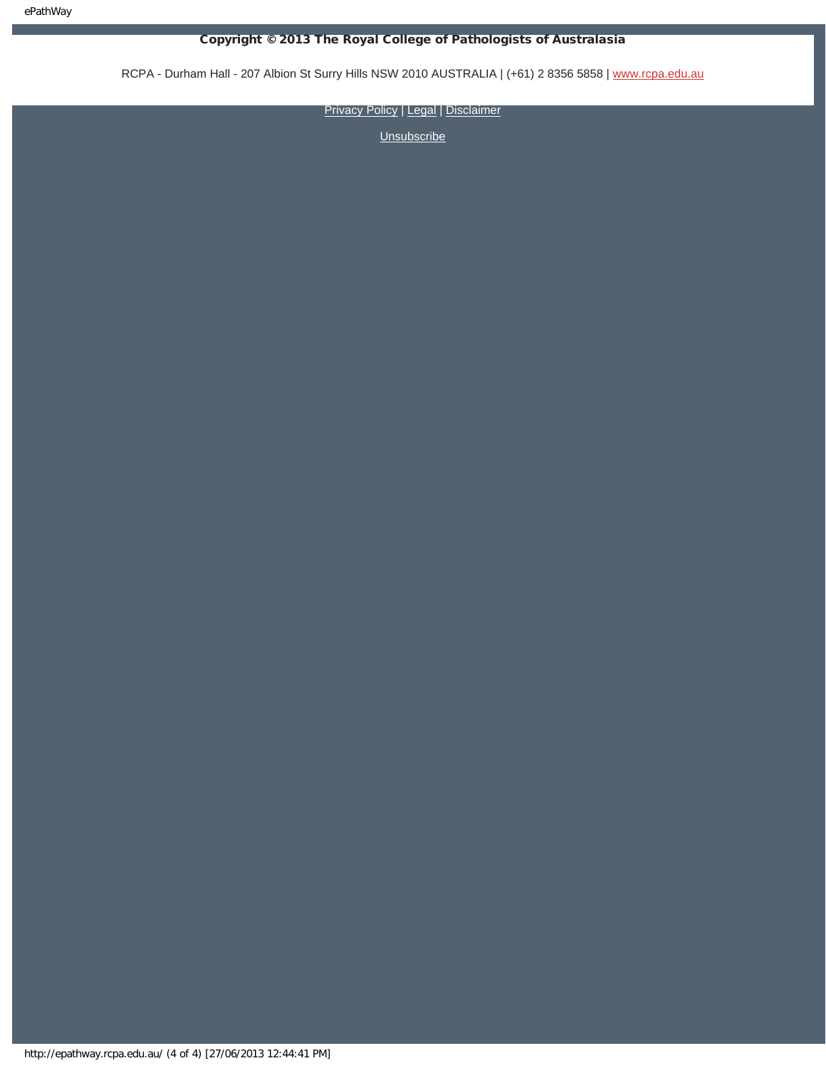**Copyright © 2013 The Royal College of Pathologists of Australasia**

RCPA - Durham Hall - 207 Albion St Surry Hills NSW 2010 AUSTRALIA | (+61) 2 8356 5858 | www.rcpa.edu.au

Privacy Policy | Legal | Disclaimer

Unsubscribe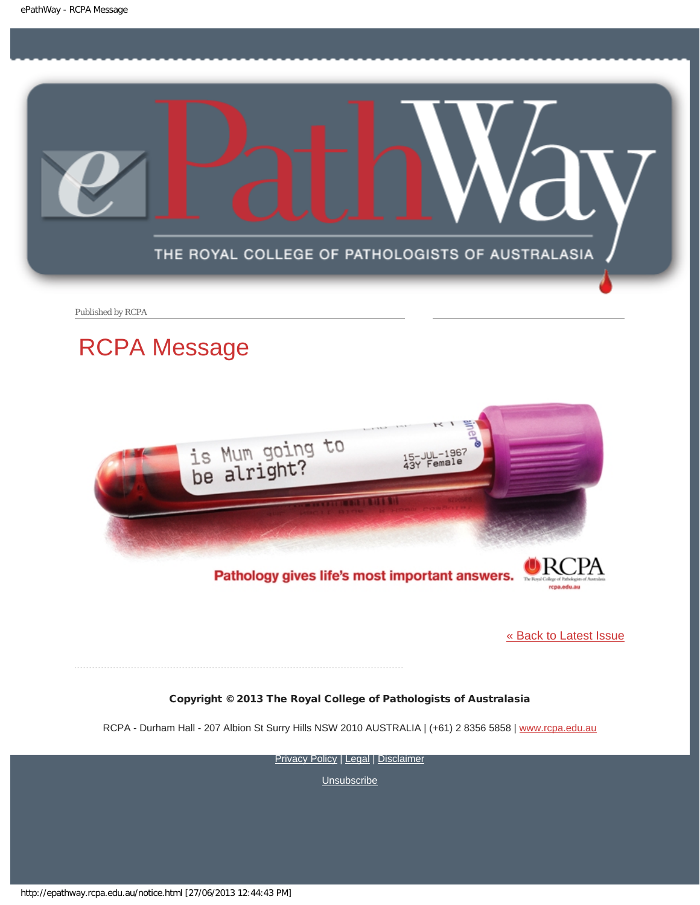Published by RCPA

# RCPA Message

is Mum going to be alright?

15-JUL-1967
43Y Female

Pathology gives life's most important answers.

RCPA
The Royal College of Pathologists of Australasia
rcpa.edu.au

[« Back to Latest Issue](#)

**Copyright © 2013 The Royal College of Pathologists of Australasia**

RCPA - Durham Hall - 207 Albion St Surry Hills NSW 2010 AUSTRALIA | (+61) 2 8356 5858 | www.rcpa.edu.au

Privacy Policy | Legal | Disclaimer

Unsubscribe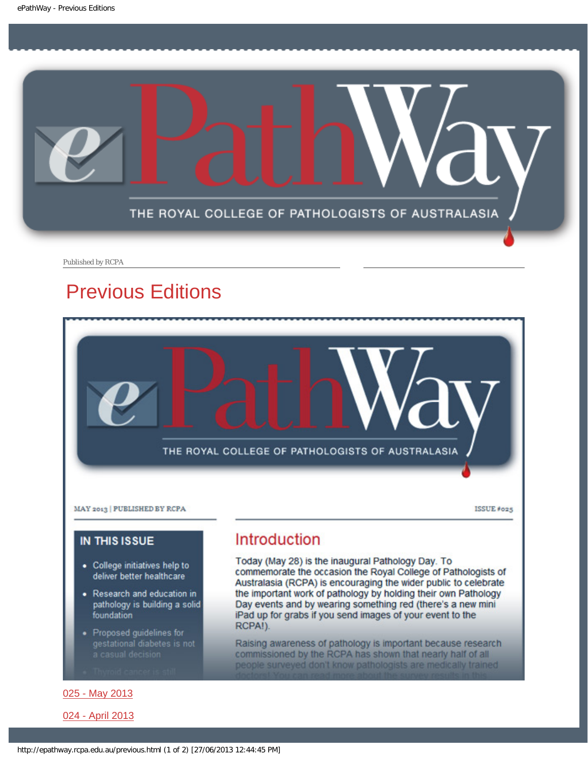# ePathWay

THE ROYAL COLLEGE OF PATHOLOGISTS OF AUSTRALASIA

Published by RCPA

## Previous Editions

MAY 2013 | PUBLISHED BY RCPA

ISSUE #025

**IN THIS ISSUE**

- College initiatives help to deliver better healthcare
- Research and education in pathology is building a solid foundation
- Proposed guidelines for gestational diabetes is not a casual decision
- Thyroid cancer is still

### Introduction

Today (May 28) is the inaugural Pathology Day. To commemorate the occasion the Royal College of Pathologists of Australasia (RCPA) is encouraging the wider public to celebrate the important work of pathology by holding their own Pathology Day events and by wearing something red (there's a new mini iPad up for grabs if you send images of your event to the RCPA!).

Raising awareness of pathology is important because research commissioned by the RCPA has shown that nearly half of all people surveyed don't know pathologists are medically trained doctors! You can read more about the survey results in this

025 - May 2013

024 - April 2013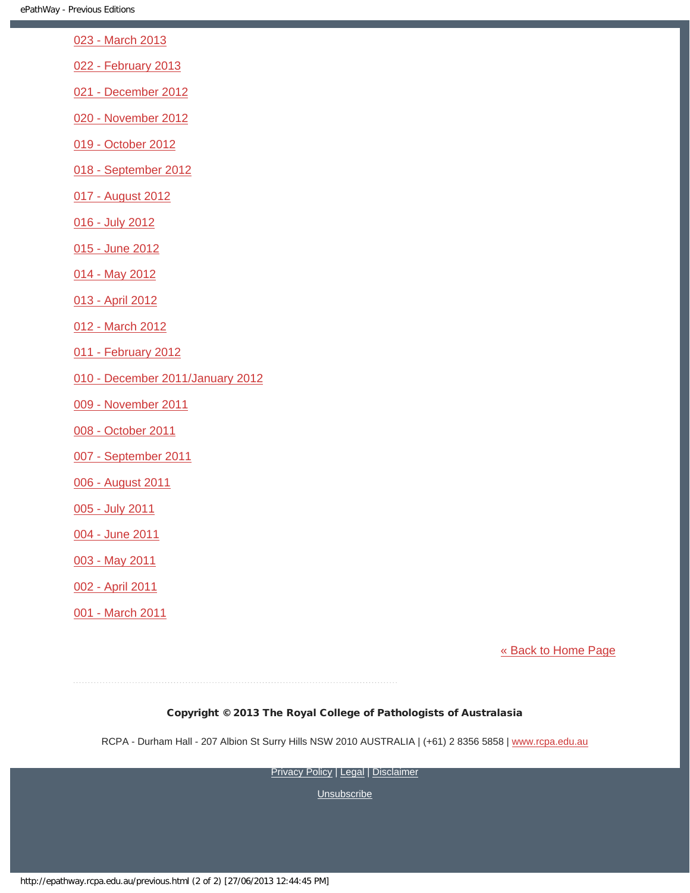- 023 - March 2013
- 022 - February 2013
- 021 - December 2012
- 020 - November 2012
- 019 - October 2012
- 018 - September 2012
- 017 - August 2012
- 016 - July 2012
- 015 - June 2012
- 014 - May 2012
- 013 - April 2012
- 012 - March 2012
- 011 - February 2012
- 010 - December 2011/January 2012
- 009 - November 2011
- 008 - October 2011
- 007 - September 2011
- 006 - August 2011
- 005 - July 2011
- 004 - June 2011
- 003 - May 2011
- 002 - April 2011
- 001 - March 2011

« Back to Home Page

**Copyright © 2013 The Royal College of Pathologists of Australasia**

RCPA - Durham Hall - 207 Albion St Surry Hills NSW 2010 AUSTRALIA | (+61) 2 8356 5858 | www.rcpa.edu.au

Privacy Policy | Legal | Disclaimer

Unsubscribe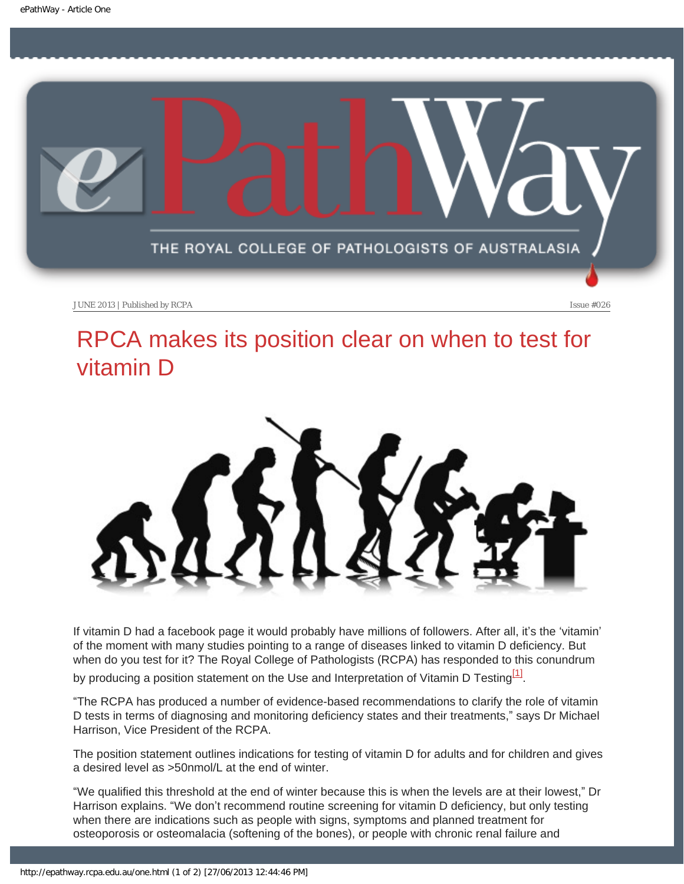JUNE 2013 | Published by RCPA

Issue #026

# RPCA makes its position clear on when to test for vitamin D

If vitamin D had a facebook page it would probably have millions of followers. After all, it's the 'vitamin' of the moment with many studies pointing to a range of diseases linked to vitamin D deficiency. But when do you test for it? The Royal College of Pathologists (RCPA) has responded to this conundrum by producing a position statement on the Use and Interpretation of Vitamin D Testing[1].

"The RCPA has produced a number of evidence-based recommendations to clarify the role of vitamin D tests in terms of diagnosing and monitoring deficiency states and their treatments," says Dr Michael Harrison, Vice President of the RCPA.

The position statement outlines indications for testing of vitamin D for adults and for children and gives a desired level as >50nmol/L at the end of winter.

"We qualified this threshold at the end of winter because this is when the levels are at their lowest," Dr Harrison explains. "We don't recommend routine screening for vitamin D deficiency, but only testing when there are indications such as people with signs, symptoms and planned treatment for osteoporosis or osteomalacia (softening of the bones), or people with chronic renal failure and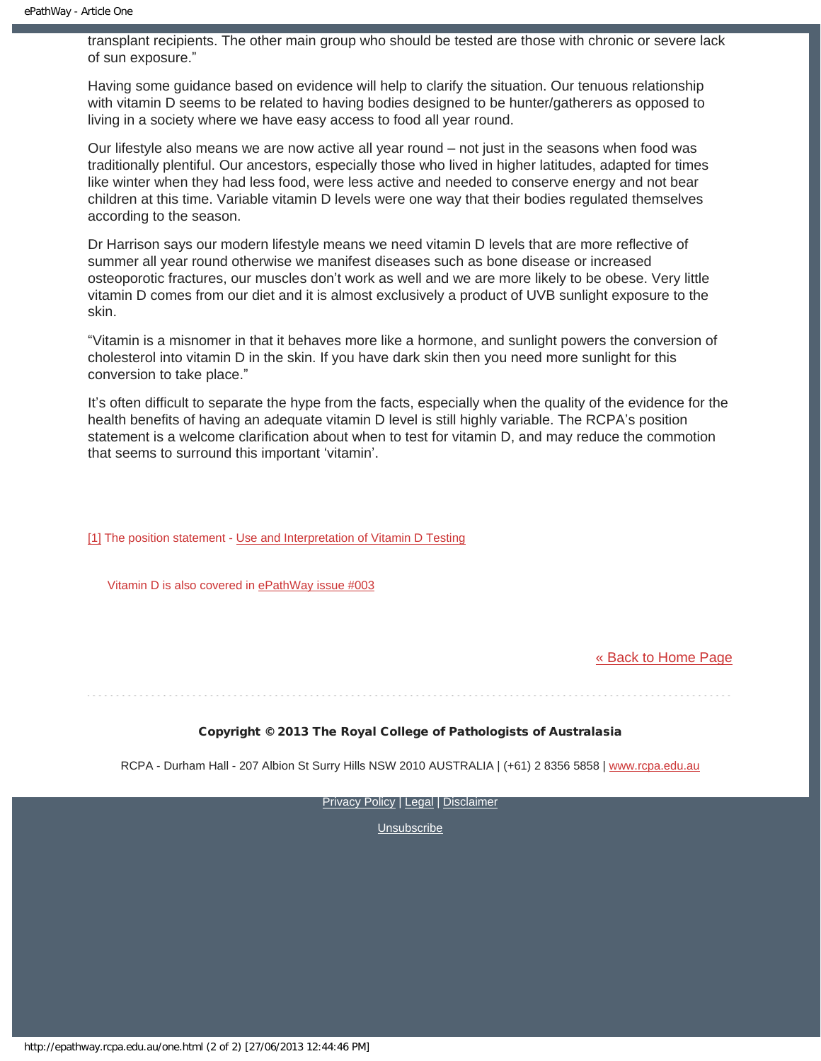transplant recipients. The other main group who should be tested are those with chronic or severe lack of sun exposure."

Having some guidance based on evidence will help to clarify the situation. Our tenuous relationship with vitamin D seems to be related to having bodies designed to be hunter/gatherers as opposed to living in a society where we have easy access to food all year round.

Our lifestyle also means we are now active all year round – not just in the seasons when food was traditionally plentiful. Our ancestors, especially those who lived in higher latitudes, adapted for times like winter when they had less food, were less active and needed to conserve energy and not bear children at this time. Variable vitamin D levels were one way that their bodies regulated themselves according to the season.

Dr Harrison says our modern lifestyle means we need vitamin D levels that are more reflective of summer all year round otherwise we manifest diseases such as bone disease or increased osteoporotic fractures, our muscles don't work as well and we are more likely to be obese. Very little vitamin D comes from our diet and it is almost exclusively a product of UVB sunlight exposure to the skin.

"Vitamin is a misnomer in that it behaves more like a hormone, and sunlight powers the conversion of cholesterol into vitamin D in the skin. If you have dark skin then you need more sunlight for this conversion to take place."

It's often difficult to separate the hype from the facts, especially when the quality of the evidence for the health benefits of having an adequate vitamin D level is still highly variable. The RCPA's position statement is a welcome clarification about when to test for vitamin D, and may reduce the commotion that seems to surround this important 'vitamin'.

[1] The position statement - Use and Interpretation of Vitamin D Testing

Vitamin D is also covered in ePathWay issue #003

« Back to Home Page

**Copyright © 2013 The Royal College of Pathologists of Australasia**

RCPA - Durham Hall - 207 Albion St Surry Hills NSW 2010 AUSTRALIA | (+61) 2 8356 5858 | www.rcpa.edu.au

Privacy Policy | Legal | Disclaimer

Unsubscribe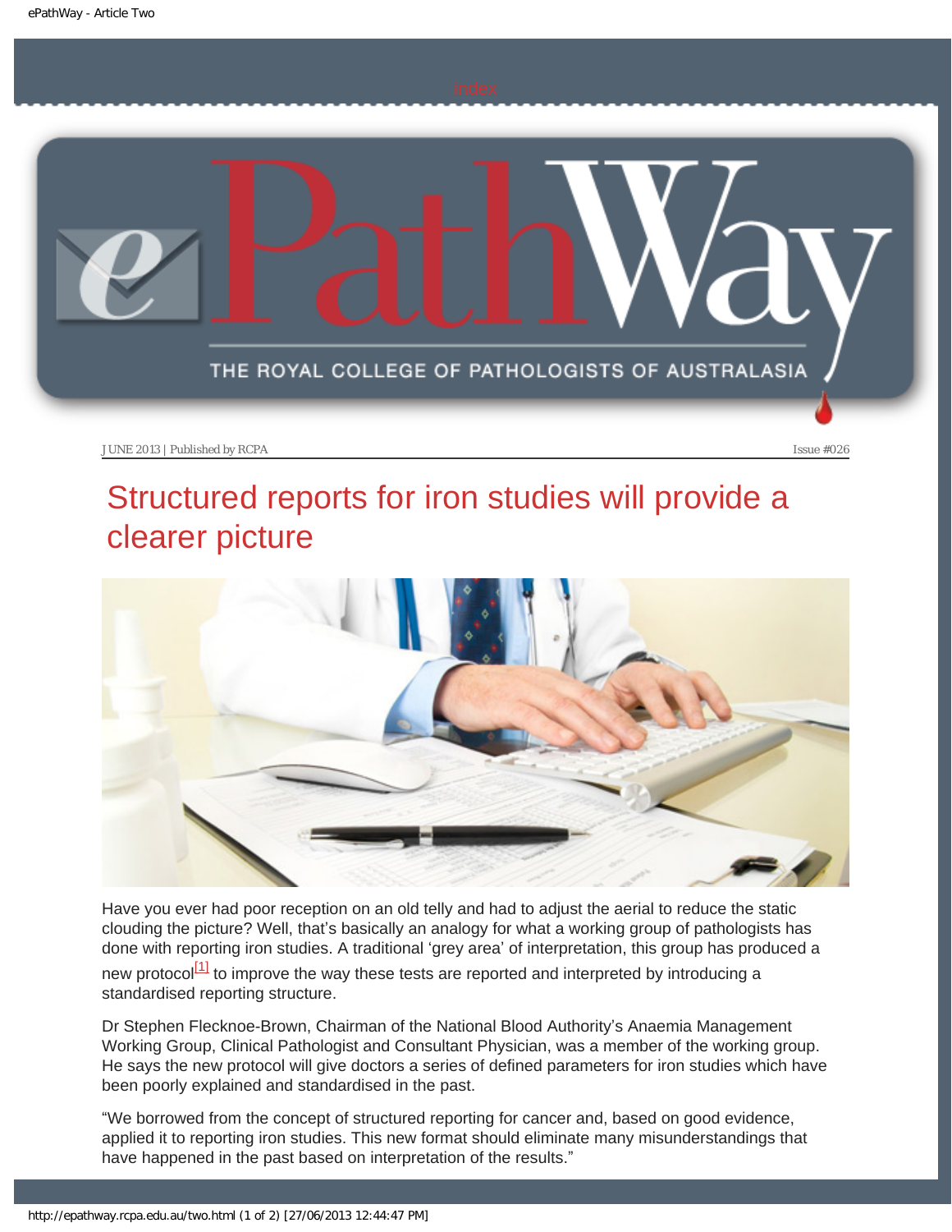index

THE ROYAL COLLEGE OF PATHOLOGISTS OF AUSTRALASIA

JUNE 2013 | Published by RCPA

Issue #026

# Structured reports for iron studies will provide a clearer picture

Have you ever had poor reception on an old telly and had to adjust the aerial to reduce the static clouding the picture? Well, that's basically an analogy for what a working group of pathologists has done with reporting iron studies. A traditional 'grey area' of interpretation, this group has produced a new protocol[1] to improve the way these tests are reported and interpreted by introducing a standardised reporting structure.

Dr Stephen Flecknoe-Brown, Chairman of the National Blood Authority's Anaemia Management Working Group, Clinical Pathologist and Consultant Physician, was a member of the working group. He says the new protocol will give doctors a series of defined parameters for iron studies which have been poorly explained and standardised in the past.

"We borrowed from the concept of structured reporting for cancer and, based on good evidence, applied it to reporting iron studies. This new format should eliminate many misunderstandings that have happened in the past based on interpretation of the results."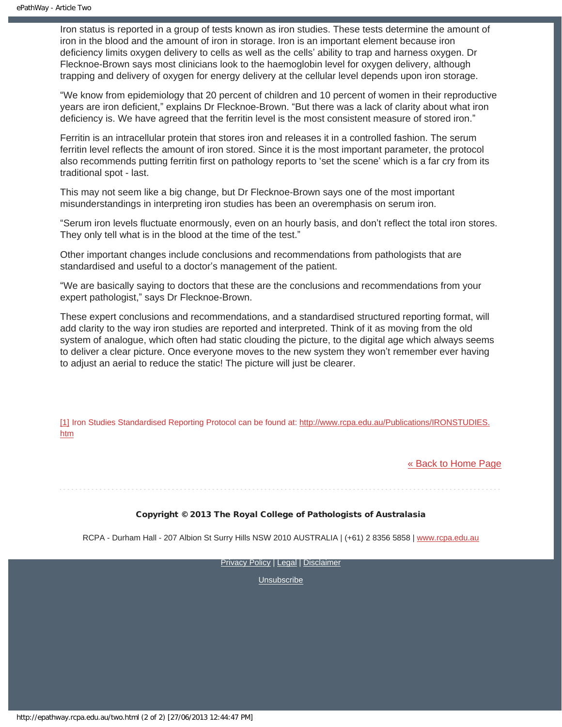Iron status is reported in a group of tests known as iron studies. These tests determine the amount of iron in the blood and the amount of iron in storage. Iron is an important element because iron deficiency limits oxygen delivery to cells as well as the cells' ability to trap and harness oxygen. Dr Flecknoe-Brown says most clinicians look to the haemoglobin level for oxygen delivery, although trapping and delivery of oxygen for energy delivery at the cellular level depends upon iron storage.

"We know from epidemiology that 20 percent of children and 10 percent of women in their reproductive years are iron deficient," explains Dr Flecknoe-Brown. "But there was a lack of clarity about what iron deficiency is. We have agreed that the ferritin level is the most consistent measure of stored iron."

Ferritin is an intracellular protein that stores iron and releases it in a controlled fashion. The serum ferritin level reflects the amount of iron stored. Since it is the most important parameter, the protocol also recommends putting ferritin first on pathology reports to 'set the scene' which is a far cry from its traditional spot - last.

This may not seem like a big change, but Dr Flecknoe-Brown says one of the most important misunderstandings in interpreting iron studies has been an overemphasis on serum iron.

"Serum iron levels fluctuate enormously, even on an hourly basis, and don't reflect the total iron stores. They only tell what is in the blood at the time of the test."

Other important changes include conclusions and recommendations from pathologists that are standardised and useful to a doctor's management of the patient.

"We are basically saying to doctors that these are the conclusions and recommendations from your expert pathologist," says Dr Flecknoe-Brown.

These expert conclusions and recommendations, and a standardised structured reporting format, will add clarity to the way iron studies are reported and interpreted. Think of it as moving from the old system of analogue, which often had static clouding the picture, to the digital age which always seems to deliver a clear picture. Once everyone moves to the new system they won't remember ever having to adjust an aerial to reduce the static! The picture will just be clearer.

[1] Iron Studies Standardised Reporting Protocol can be found at: http://www.rcpa.edu.au/Publications/IRONSTUDIES.htm

« Back to Home Page

**Copyright © 2013 The Royal College of Pathologists of Australasia**

RCPA - Durham Hall - 207 Albion St Surry Hills NSW 2010 AUSTRALIA | (+61) 2 8356 5858 | www.rcpa.edu.au

Privacy Policy | Legal | Disclaimer

Unsubscribe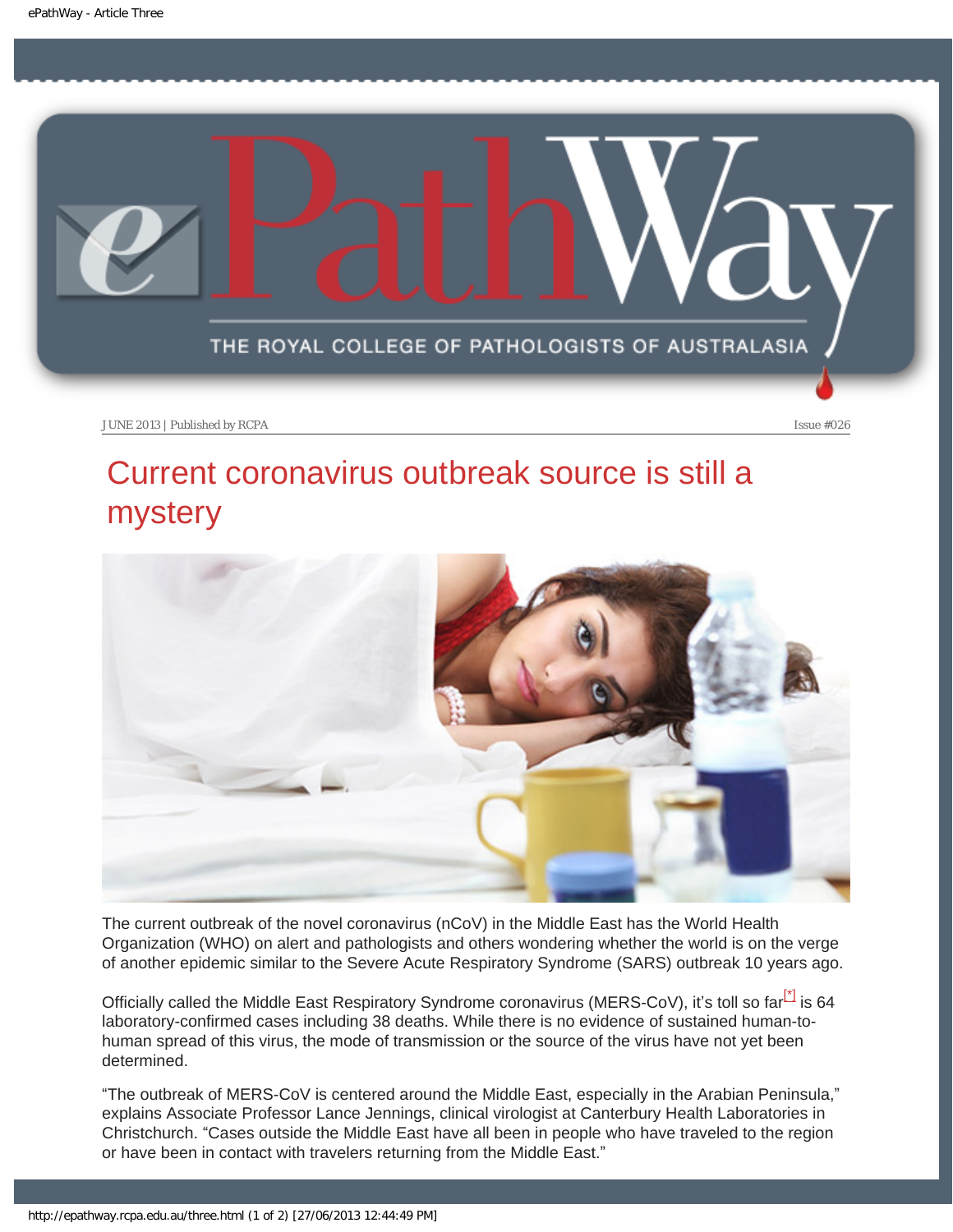JUNE 2013 | Published by RCPA | Issue #026

# Current coronavirus outbreak source is still a mystery

The current outbreak of the novel coronavirus (nCoV) in the Middle East has the World Health Organization (WHO) on alert and pathologists and others wondering whether the world is on the verge of another epidemic similar to the Severe Acute Respiratory Syndrome (SARS) outbreak 10 years ago.

Officially called the Middle East Respiratory Syndrome coronavirus (MERS-CoV), it's toll so far[*] is 64 laboratory-confirmed cases including 38 deaths. While there is no evidence of sustained human-to-human spread of this virus, the mode of transmission or the source of the virus have not yet been determined.

"The outbreak of MERS-CoV is centered around the Middle East, especially in the Arabian Peninsula," explains Associate Professor Lance Jennings, clinical virologist at Canterbury Health Laboratories in Christchurch. "Cases outside the Middle East have all been in people who have traveled to the region or have been in contact with travelers returning from the Middle East."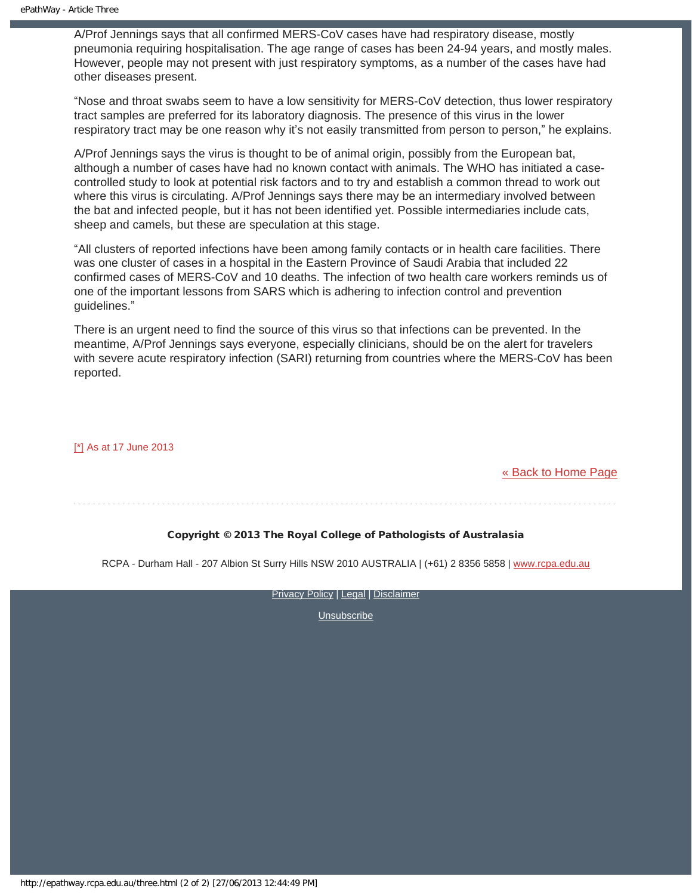A/Prof Jennings says that all confirmed MERS-CoV cases have had respiratory disease, mostly pneumonia requiring hospitalisation. The age range of cases has been 24-94 years, and mostly males. However, people may not present with just respiratory symptoms, as a number of the cases have had other diseases present.

“Nose and throat swabs seem to have a low sensitivity for MERS-CoV detection, thus lower respiratory tract samples are preferred for its laboratory diagnosis. The presence of this virus in the lower respiratory tract may be one reason why it’s not easily transmitted from person to person,” he explains.

A/Prof Jennings says the virus is thought to be of animal origin, possibly from the European bat, although a number of cases have had no known contact with animals. The WHO has initiated a case-controlled study to look at potential risk factors and to try and establish a common thread to work out where this virus is circulating. A/Prof Jennings says there may be an intermediary involved between the bat and infected people, but it has not been identified yet. Possible intermediaries include cats, sheep and camels, but these are speculation at this stage.

“All clusters of reported infections have been among family contacts or in health care facilities. There was one cluster of cases in a hospital in the Eastern Province of Saudi Arabia that included 22 confirmed cases of MERS-CoV and 10 deaths. The infection of two health care workers reminds us of one of the important lessons from SARS which is adhering to infection control and prevention guidelines.”

There is an urgent need to find the source of this virus so that infections can be prevented. In the meantime, A/Prof Jennings says everyone, especially clinicians, should be on the alert for travelers with severe acute respiratory infection (SARI) returning from countries where the MERS-CoV has been reported.

[*] As at 17 June 2013

« Back to Home Page

**Copyright © 2013 The Royal College of Pathologists of Australasia**

RCPA - Durham Hall - 207 Albion St Surry Hills NSW 2010 AUSTRALIA | (+61) 2 8356 5858 | www.rcpa.edu.au

Privacy Policy | Legal | Disclaimer

Unsubscribe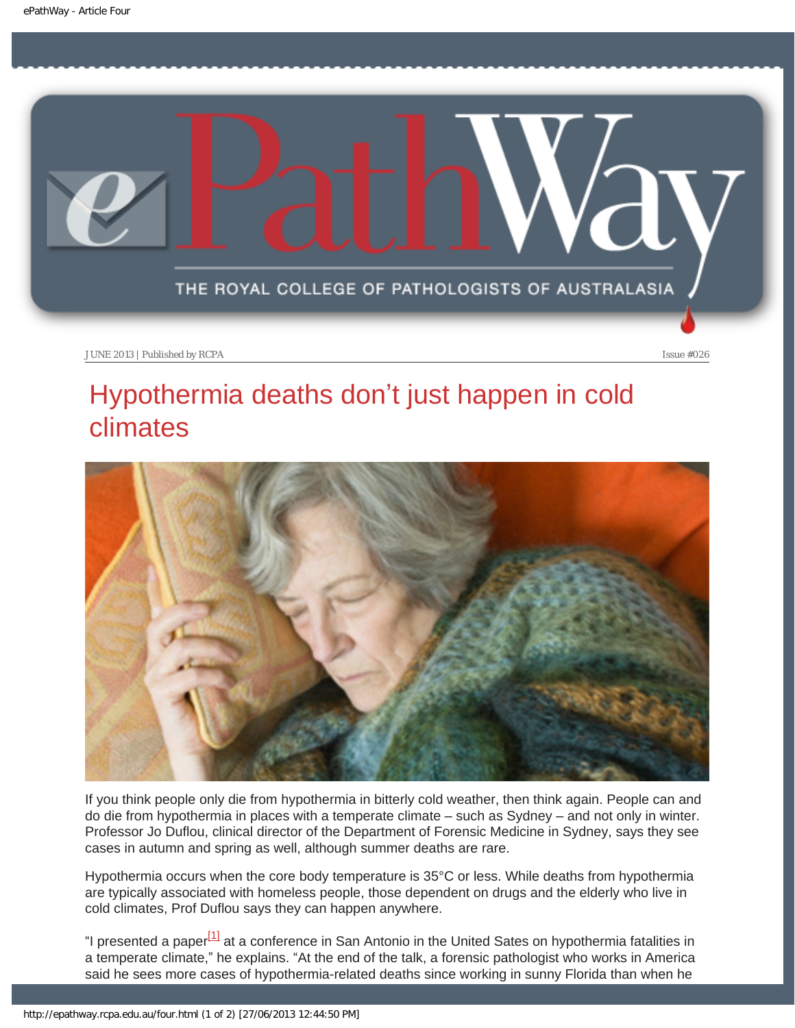JUNE 2013 | Published by RCPA Issue #026

# Hypothermia deaths don't just happen in cold climates

If you think people only die from hypothermia in bitterly cold weather, then think again. People can and do die from hypothermia in places with a temperate climate – such as Sydney – and not only in winter. Professor Jo Duflou, clinical director of the Department of Forensic Medicine in Sydney, says they see cases in autumn and spring as well, although summer deaths are rare.

Hypothermia occurs when the core body temperature is 35°C or less. While deaths from hypothermia are typically associated with homeless people, those dependent on drugs and the elderly who live in cold climates, Prof Duflou says they can happen anywhere.

"I presented a paper[1] at a conference in San Antonio in the United Sates on hypothermia fatalities in a temperate climate," he explains. "At the end of the talk, a forensic pathologist who works in America said he sees more cases of hypothermia-related deaths since working in sunny Florida than when he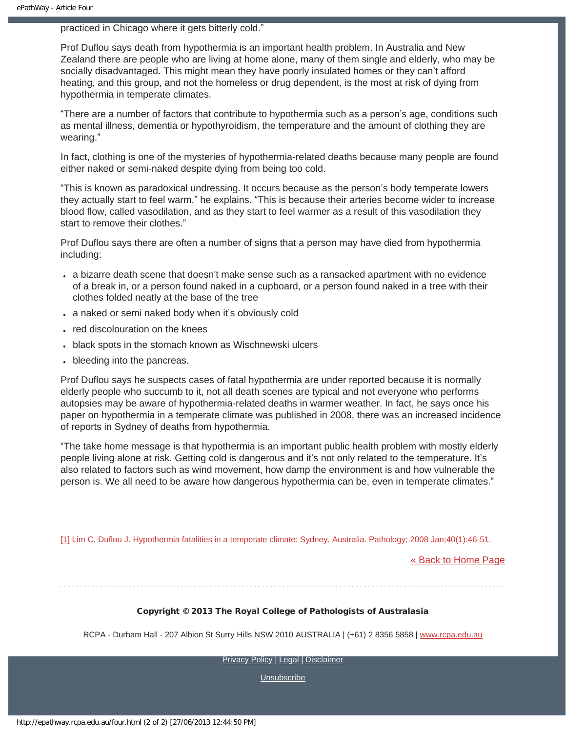practiced in Chicago where it gets bitterly cold."

Prof Duflou says death from hypothermia is an important health problem. In Australia and New Zealand there are people who are living at home alone, many of them single and elderly, who may be socially disadvantaged. This might mean they have poorly insulated homes or they can't afford heating, and this group, and not the homeless or drug dependent, is the most at risk of dying from hypothermia in temperate climates.

"There are a number of factors that contribute to hypothermia such as a person's age, conditions such as mental illness, dementia or hypothyroidism, the temperature and the amount of clothing they are wearing."

In fact, clothing is one of the mysteries of hypothermia-related deaths because many people are found either naked or semi-naked despite dying from being too cold.

"This is known as paradoxical undressing. It occurs because as the person's body temperate lowers they actually start to feel warm," he explains. "This is because their arteries become wider to increase blood flow, called vasodilation, and as they start to feel warmer as a result of this vasodilation they start to remove their clothes."

Prof Duflou says there are often a number of signs that a person may have died from hypothermia including:

- a bizarre death scene that doesn't make sense such as a ransacked apartment with no evidence of a break in, or a person found naked in a cupboard, or a person found naked in a tree with their clothes folded neatly at the base of the tree
- a naked or semi naked body when it's obviously cold
- red discolouration on the knees
- black spots in the stomach known as Wischnewski ulcers
- bleeding into the pancreas.

Prof Duflou says he suspects cases of fatal hypothermia are under reported because it is normally elderly people who succumb to it, not all death scenes are typical and not everyone who performs autopsies may be aware of hypothermia-related deaths in warmer weather. In fact, he says once his paper on hypothermia in a temperate climate was published in 2008, there was an increased incidence of reports in Sydney of deaths from hypothermia.

"The take home message is that hypothermia is an important public health problem with mostly elderly people living alone at risk. Getting cold is dangerous and it's not only related to the temperature. It's also related to factors such as wind movement, how damp the environment is and how vulnerable the person is. We all need to be aware how dangerous hypothermia can be, even in temperate climates."

[1] Lim C, Duflou J. Hypothermia fatalities in a temperate climate: Sydney, Australia. Pathology; 2008 Jan;40(1):46-51.

« Back to Home Page

**Copyright © 2013 The Royal College of Pathologists of Australasia**

RCPA - Durham Hall - 207 Albion St Surry Hills NSW 2010 AUSTRALIA | (+61) 2 8356 5858 | www.rcpa.edu.au

Privacy Policy | Legal | Disclaimer

Unsubscribe